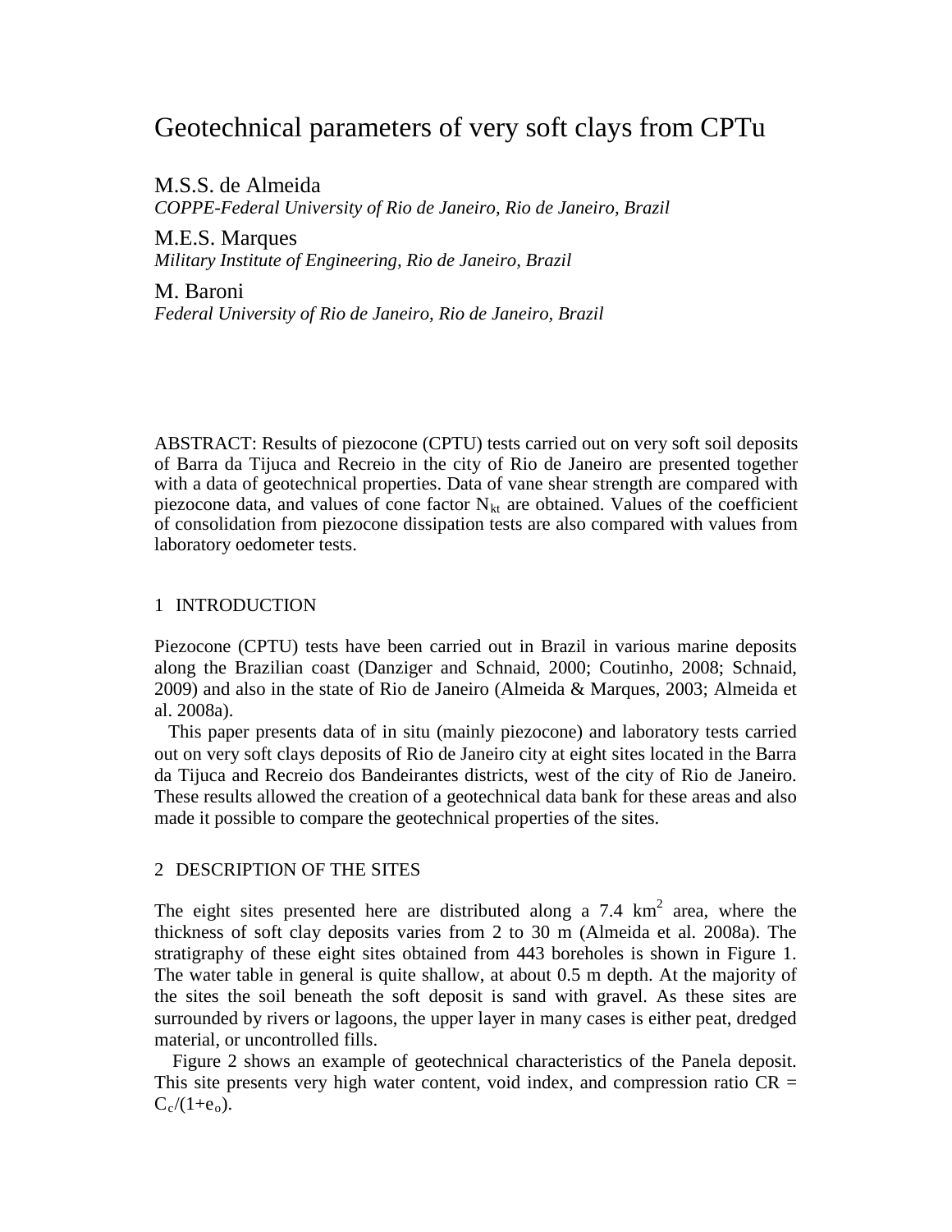# Geotechnical parameters of very soft clays from CPTu

M.S.S. de Almeida
*COPPE-Federal University of Rio de Janeiro, Rio de Janeiro, Brazil*

M.E.S. Marques
*Military Institute of Engineering, Rio de Janeiro, Brazil*

M. Baroni
*Federal University of Rio de Janeiro, Rio de Janeiro, Brazil*

ABSTRACT: Results of piezocone (CPTU) tests carried out on very soft soil deposits of Barra da Tijuca and Recreio in the city of Rio de Janeiro are presented together with a data of geotechnical properties. Data of vane shear strength are compared with piezocone data, and values of cone factor $N_{kt}$ are obtained. Values of the coefficient of consolidation from piezocone dissipation tests are also compared with values from laboratory oedometer tests.

## 1 INTRODUCTION

Piezocone (CPTU) tests have been carried out in Brazil in various marine deposits along the Brazilian coast (Danziger and Schnaid, 2000; Coutinho, 2008; Schnaid, 2009) and also in the state of Rio de Janeiro (Almeida & Marques, 2003; Almeida et al. 2008a).

This paper presents data of in situ (mainly piezocone) and laboratory tests carried out on very soft clays deposits of Rio de Janeiro city at eight sites located in the Barra da Tijuca and Recreio dos Bandeirantes districts, west of the city of Rio de Janeiro. These results allowed the creation of a geotechnical data bank for these areas and also made it possible to compare the geotechnical properties of the sites.

## 2 DESCRIPTION OF THE SITES

The eight sites presented here are distributed along a 7.4 $km^2$ area, where the thickness of soft clay deposits varies from 2 to 30 m (Almeida et al. 2008a). The stratigraphy of these eight sites obtained from 443 boreholes is shown in Figure 1. The water table in general is quite shallow, at about 0.5 m depth. At the majority of the sites the soil beneath the soft deposit is sand with gravel. As these sites are surrounded by rivers or lagoons, the upper layer in many cases is either peat, dredged material, or uncontrolled fills.

Figure 2 shows an example of geotechnical characteristics of the Panela deposit. This site presents very high water content, void index, and compression ratio $CR = C_c/(1+e_o)$.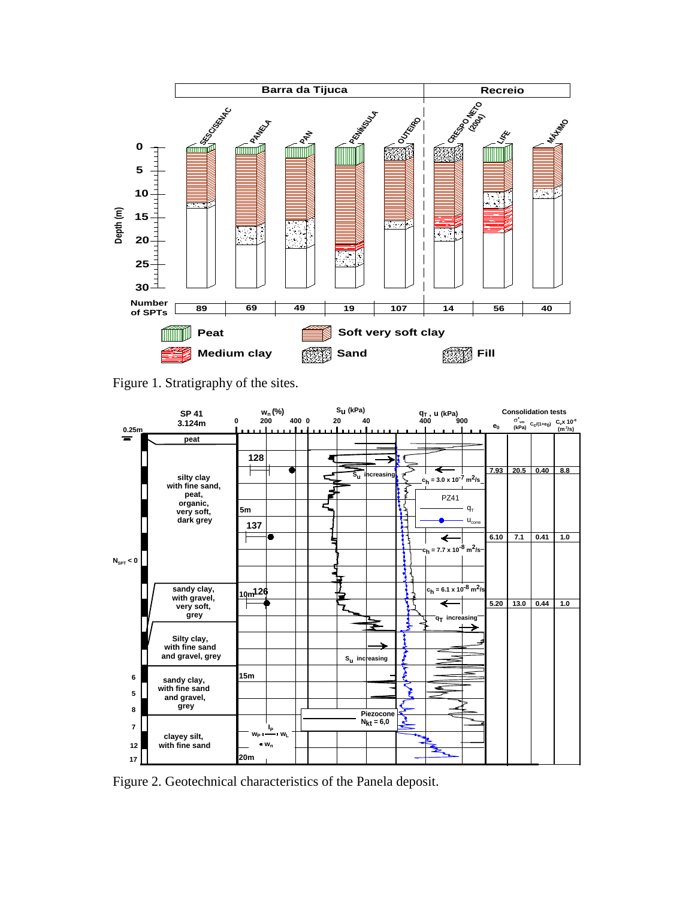Figure 1. Stratigraphy of the sites.

Figure 2. Geotechnical characteristics of the Panela deposit.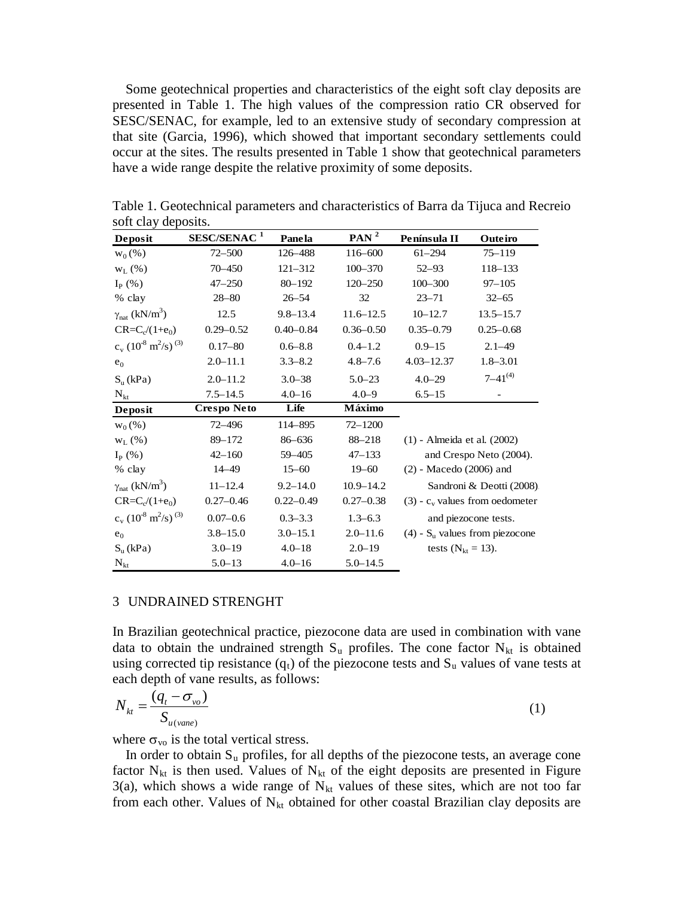Some geotechnical properties and characteristics of the eight soft clay deposits are presented in Table 1. The high values of the compression ratio CR observed for SESC/SENAC, for example, led to an extensive study of secondary compression at that site (Garcia, 1996), which showed that important secondary settlements could occur at the sites. The results presented in Table 1 show that geotechnical parameters have a wide range despite the relative proximity of some deposits.

Table 1. Geotechnical parameters and characteristics of Barra da Tijuca and Recreio soft clay deposits.

| **Deposit** | **SESC/SENAC [1]** | **Panela** | **PAN [2]** | **Península II** | **Outeiro** |
|---|---|---|---|---|---|
| $w_0$ (%) | 72–500 | 126–488 | 116–600 | 61–294 | 75–119 |
| $w_L$ (%) | 70–450 | 121–312 | 100–370 | 52–93 | 118–133 |
| $I_P$ (%) | 47–250 | 80–192 | 120–250 | 100–300 | 97–105 |
| % clay | 28–80 | 26–54 | 32 | 23–71 | 32–65 |
| $\gamma_{nat}$ (kN/m$^3$) | 12.5 | 9.8–13.4 | 11.6–12.5 | 10–12.7 | 13.5–15.7 |
| $CR=C_c/(1+e_0)$ | 0.29–0.52 | 0.40–0.84 | 0.36–0.50 | 0.35–0.79 | 0.25–0.68 |
| $c_v$ ($10^{-8}$ m$^2$/s) [3] | 0.17–80 | 0.6–8.8 | 0.4–1.2 | 0.9–15 | 2.1–49 |
| $e_0$ | 2.0–11.1 | 3.3–8.2 | 4.8–7.6 | 4.03–12.37 | 1.8–3.01 |
| $S_u$ (kPa) | 2.0–11.2 | 3.0–38 | 5.0–23 | 4.0–29 | 7–41 [4] |
| $N_{kt}$ | 7.5–14.5 | 4.0–16 | 4.0–9 | 6.5–15 | - |
| **Deposit** | **Crespo Neto** | **Life** | **Máximo** | | |
| $w_0$ (%) | 72–496 | 114–895 | 72–1200 | (1) - Almeida et al. (2002) and Crespo Neto (2004). | |
| $w_L$ (%) | 89–172 | 86–636 | 88–218 | | |
| $I_P$ (%) | 42–160 | 59–405 | 47–133 | (2) - Macedo (2006) and Sandroni & Deotti (2008). | |
| % clay | 14–49 | 15–60 | 19–60 | | |
| $\gamma_{nat}$ (kN/m$^3$) | 11–12.4 | 9.2–14.0 | 10.9–14.2 | (3) - $c_v$ values from oedometer and piezocone tests. | |
| $CR=C_c/(1+e_0)$ | 0.27–0.46 | 0.22–0.49 | 0.27–0.38 | | |
| $c_v$ ($10^{-8}$ m$^2$/s) [3] | 0.07–0.6 | 0.3–3.3 | 1.3–6.3 | (4) - $S_u$ values from piezocone tests ($N_{kt}$ = 13). | |
| $e_0$ | 3.8–15.0 | 3.0–15.1 | 2.0–11.6 | | |
| $S_u$ (kPa) | 3.0–19 | 4.0–18 | 2.0–19 | | |
| $N_{kt}$ | 5.0–13 | 4.0–16 | 5.0–14.5 | | |

## 3 UNDRAINED STRENGHT

In Brazilian geotechnical practice, piezocone data are used in combination with vane data to obtain the undrained strength $S_u$ profiles. The cone factor $N_{kt}$ is obtained using corrected tip resistance ($q_t$) of the piezocone tests and $S_u$ values of vane tests at each depth of vane results, as follows:

$$N_{kt} = \frac{(q_t - \sigma_{vo})}{S_{u(vane)}} \tag{1}$$

where $\sigma_{vo}$ is the total vertical stress.

In order to obtain $S_u$ profiles, for all depths of the piezocone tests, an average cone factor $N_{kt}$ is then used. Values of $N_{kt}$ of the eight deposits are presented in Figure 3(a), which shows a wide range of $N_{kt}$ values of these sites, which are not too far from each other. Values of $N_{kt}$ obtained for other coastal Brazilian clay deposits are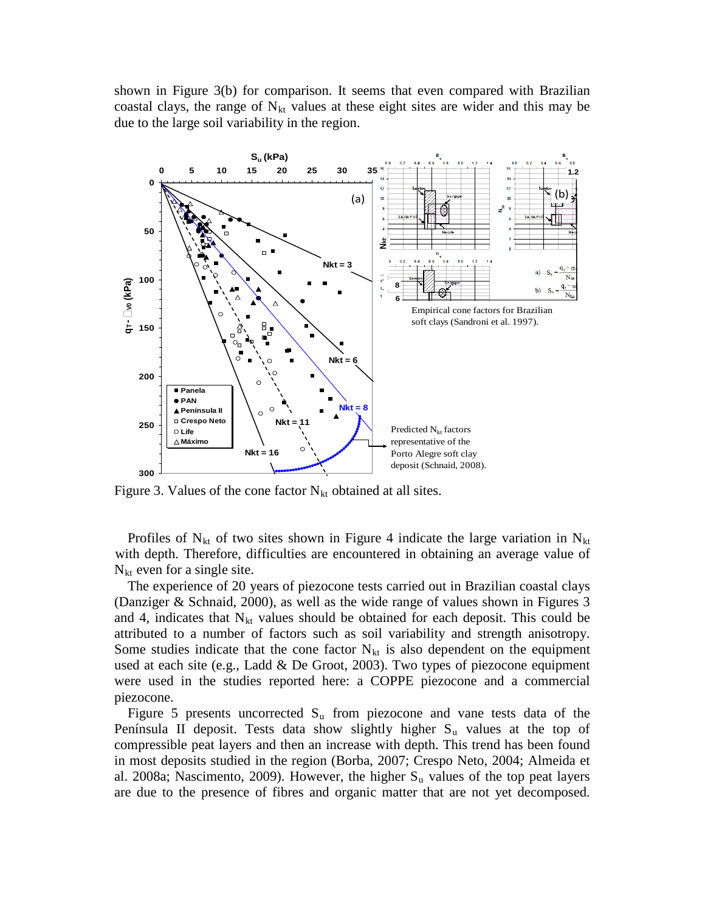shown in Figure 3(b) for comparison. It seems that even compared with Brazilian coastal clays, the range of $N_{kt}$ values at these eight sites are wider and this may be due to the large soil variability in the region.

Figure 3. Values of the cone factor $N_{kt}$ obtained at all sites.

Profiles of $N_{kt}$ of two sites shown in Figure 4 indicate the large variation in $N_{kt}$ with depth. Therefore, difficulties are encountered in obtaining an average value of $N_{kt}$ even for a single site.

The experience of 20 years of piezocone tests carried out in Brazilian coastal clays (Danziger & Schnaid, 2000), as well as the wide range of values shown in Figures 3 and 4, indicates that $N_{kt}$ values should be obtained for each deposit. This could be attributed to a number of factors such as soil variability and strength anisotropy. Some studies indicate that the cone factor $N_{kt}$ is also dependent on the equipment used at each site (e.g., Ladd & De Groot, 2003). Two types of piezocone equipment were used in the studies reported here: a COPPE piezocone and a commercial piezocone.

Figure 5 presents uncorrected $S_u$ from piezocone and vane tests data of the Península II deposit. Tests data show slightly higher $S_u$ values at the top of compressible peat layers and then an increase with depth. This trend has been found in most deposits studied in the region (Borba, 2007; Crespo Neto, 2004; Almeida et al. 2008a; Nascimento, 2009). However, the higher $S_u$ values of the top peat layers are due to the presence of fibres and organic matter that are not yet decomposed.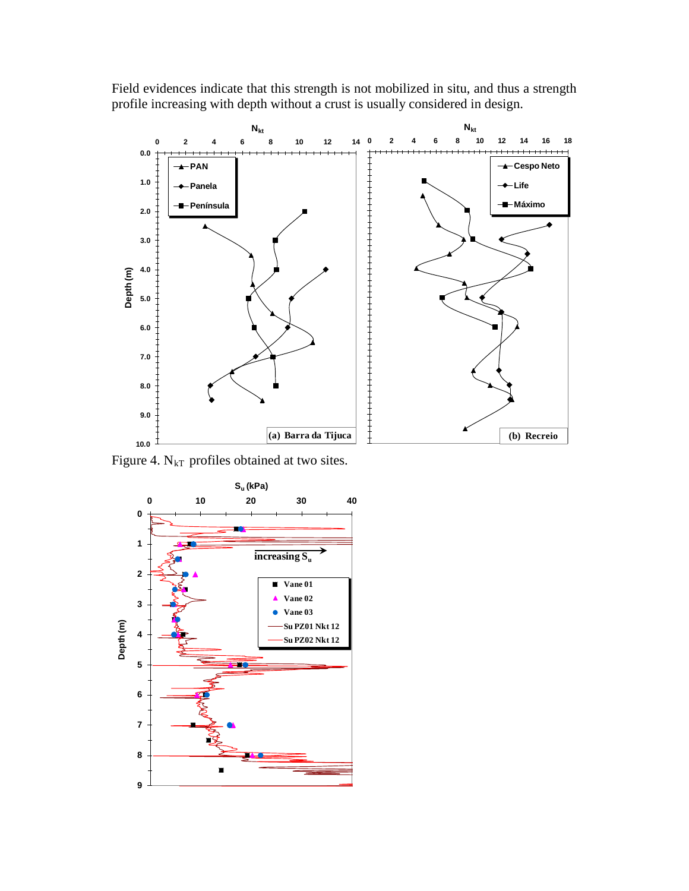Field evidences indicate that this strength is not mobilized in situ, and thus a strength profile increasing with depth without a crust is usually considered in design.

Figure 4. $N_{kT}$ profiles obtained at two sites.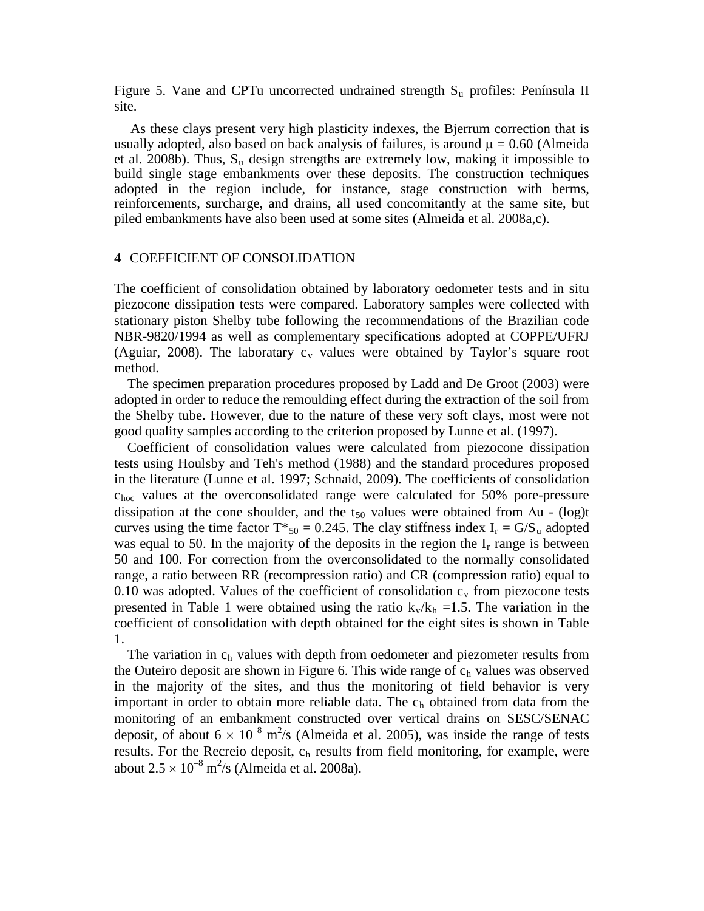Figure 5. Vane and CPTu uncorrected undrained strength $S_u$ profiles: Península II site.

As these clays present very high plasticity indexes, the Bjerrum correction that is usually adopted, also based on back analysis of failures, is around $\mu = 0.60$ (Almeida et al. 2008b). Thus, $S_u$ design strengths are extremely low, making it impossible to build single stage embankments over these deposits. The construction techniques adopted in the region include, for instance, stage construction with berms, reinforcements, surcharge, and drains, all used concomitantly at the same site, but piled embankments have also been used at some sites (Almeida et al. 2008a,c).

## 4 COEFFICIENT OF CONSOLIDATION

The coefficient of consolidation obtained by laboratory oedometer tests and in situ piezocone dissipation tests were compared. Laboratory samples were collected with stationary piston Shelby tube following the recommendations of the Brazilian code NBR-9820/1994 as well as complementary specifications adopted at COPPE/UFRJ (Aguiar, 2008). The laboratary $c_v$ values were obtained by Taylor's square root method.

The specimen preparation procedures proposed by Ladd and De Groot (2003) were adopted in order to reduce the remoulding effect during the extraction of the soil from the Shelby tube. However, due to the nature of these very soft clays, most were not good quality samples according to the criterion proposed by Lunne et al. (1997).

Coefficient of consolidation values were calculated from piezocone dissipation tests using Houlsby and Teh's method (1988) and the standard procedures proposed in the literature (Lunne et al. 1997; Schnaid, 2009). The coefficients of consolidation $c_{hoc}$ values at the overconsolidated range were calculated for 50% pore-pressure dissipation at the cone shoulder, and the $t_{50}$ values were obtained from $\Delta u$ - (log)t curves using the time factor $T^*_{50} = 0.245$. The clay stiffness index $I_r = G/S_u$ adopted was equal to 50. In the majority of the deposits in the region the $I_r$ range is between 50 and 100. For correction from the overconsolidated to the normally consolidated range, a ratio between RR (recompression ratio) and CR (compression ratio) equal to 0.10 was adopted. Values of the coefficient of consolidation $c_v$ from piezocone tests presented in Table 1 were obtained using the ratio $k_v/k_h = 1.5$. The variation in the coefficient of consolidation with depth obtained for the eight sites is shown in Table 1.

The variation in $c_h$ values with depth from oedometer and piezometer results from the Outeiro deposit are shown in Figure 6. This wide range of $c_h$ values was observed in the majority of the sites, and thus the monitoring of field behavior is very important in order to obtain more reliable data. The $c_h$ obtained from data from the monitoring of an embankment constructed over vertical drains on SESC/SENAC deposit, of about $6 \times 10^{-8}$ $m^2/s$ (Almeida et al. 2005), was inside the range of tests results. For the Recreio deposit, $c_h$ results from field monitoring, for example, were about $2.5 \times 10^{-8}$ $m^2/s$ (Almeida et al. 2008a).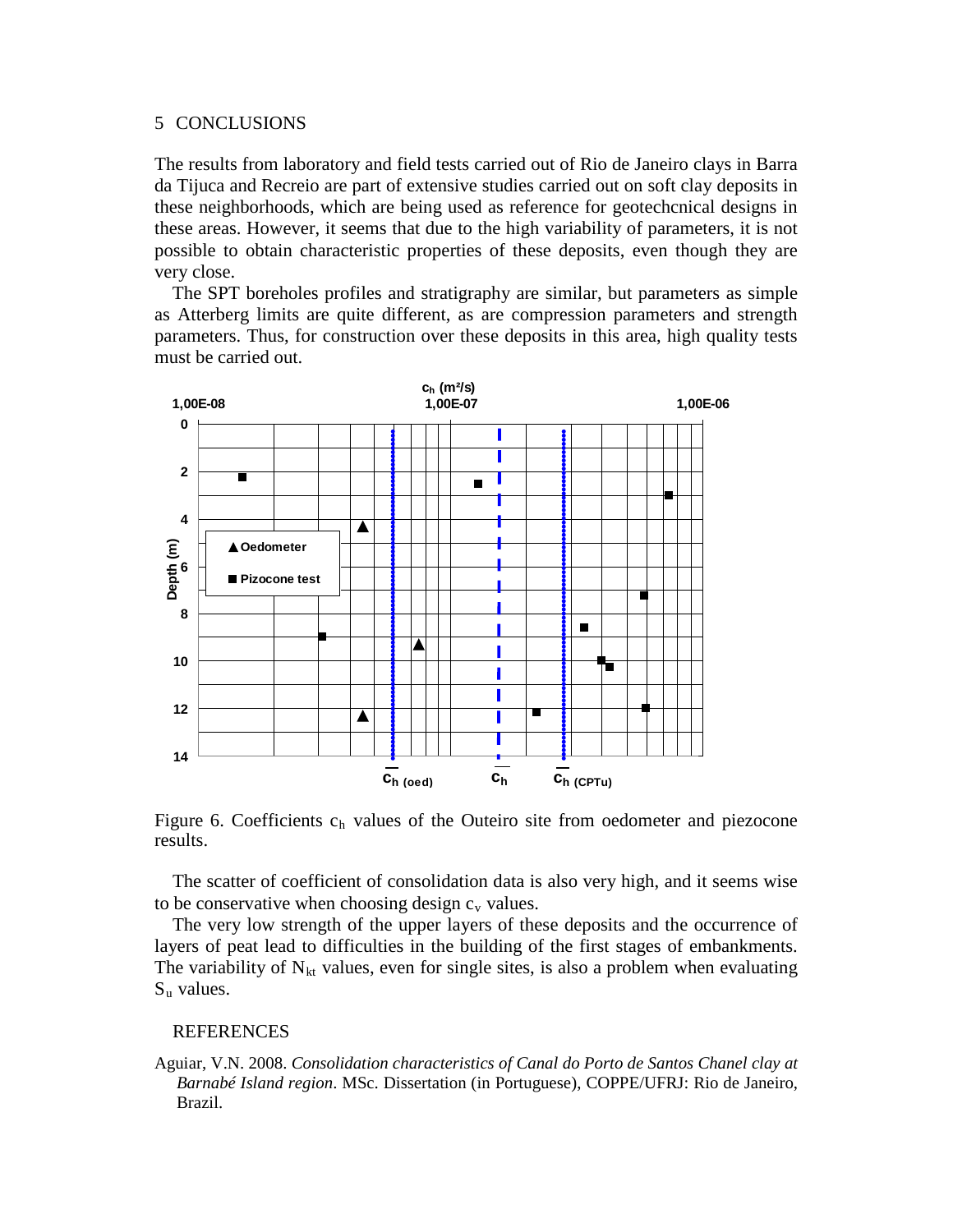## 5 CONCLUSIONS

The results from laboratory and field tests carried out of Rio de Janeiro clays in Barra da Tijuca and Recreio are part of extensive studies carried out on soft clay deposits in these neighborhoods, which are being used as reference for geotechcnical designs in these areas. However, it seems that due to the high variability of parameters, it is not possible to obtain characteristic properties of these deposits, even though they are very close.

The SPT boreholes profiles and stratigraphy are similar, but parameters as simple as Atterberg limits are quite different, as are compression parameters and strength parameters. Thus, for construction over these deposits in this area, high quality tests must be carried out.

Figure 6. Coefficients $c_h$ values of the Outeiro site from oedometer and piezocone results.

The scatter of coefficient of consolidation data is also very high, and it seems wise to be conservative when choosing design $c_v$ values.

The very low strength of the upper layers of these deposits and the occurrence of layers of peat lead to difficulties in the building of the first stages of embankments. The variability of $N_{kt}$ values, even for single sites, is also a problem when evaluating $S_u$ values.

## REFERENCES

Aguiar, V.N. 2008. *Consolidation characteristics of Canal do Porto de Santos Chanel clay at Barnabé Island region*. MSc. Dissertation (in Portuguese), COPPE/UFRJ: Rio de Janeiro, Brazil.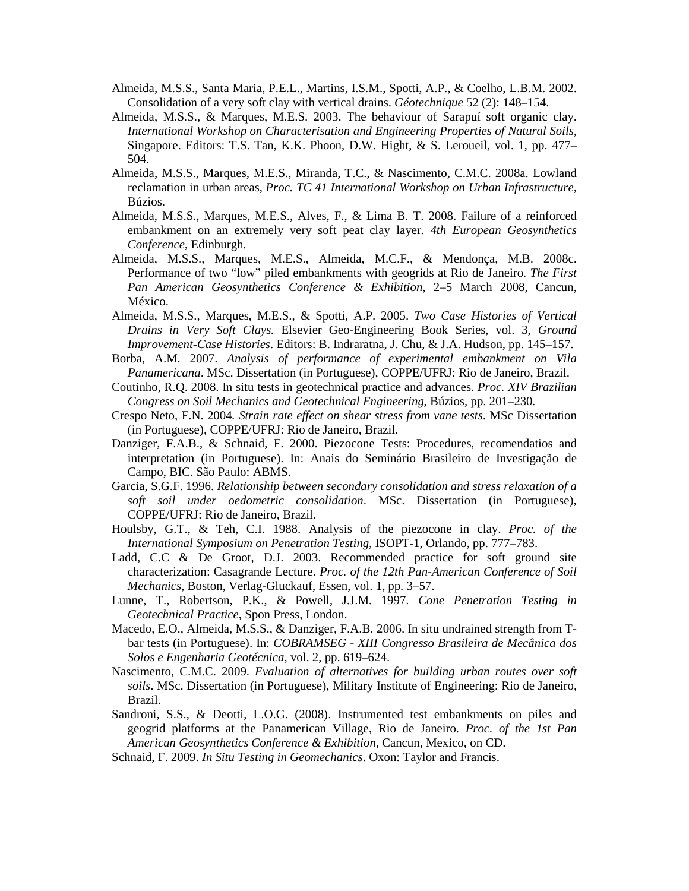Almeida, M.S.S., Santa Maria, P.E.L., Martins, I.S.M., Spotti, A.P., & Coelho, L.B.M. 2002. Consolidation of a very soft clay with vertical drains. *Géotechnique* 52 (2): 148–154.

Almeida, M.S.S., & Marques, M.E.S. 2003. The behaviour of Sarapuí soft organic clay. *International Workshop on Characterisation and Engineering Properties of Natural Soils*, Singapore. Editors: T.S. Tan, K.K. Phoon, D.W. Hight, & S. Leroueil, vol. 1, pp. 477–504.

Almeida, M.S.S., Marques, M.E.S., Miranda, T.C., & Nascimento, C.M.C. 2008a. Lowland reclamation in urban areas, *Proc. TC 41 International Workshop on Urban Infrastructure*, Búzios.

Almeida, M.S.S., Marques, M.E.S., Alves, F., & Lima B. T. 2008. Failure of a reinforced embankment on an extremely very soft peat clay layer. *4th European Geosynthetics Conference*, Edinburgh.

Almeida, M.S.S., Marques, M.E.S., Almeida, M.C.F., & Mendonça, M.B. 2008c. Performance of two "low" piled embankments with geogrids at Rio de Janeiro. *The First Pan American Geosynthetics Conference & Exhibition*, 2–5 March 2008, Cancun, México.

Almeida, M.S.S., Marques, M.E.S., & Spotti, A.P. 2005. *Two Case Histories of Vertical Drains in Very Soft Clays.* Elsevier Geo-Engineering Book Series, vol. 3, *Ground Improvement-Case Histories*. Editors: B. Indraratna, J. Chu, & J.A. Hudson, pp. 145–157.

Borba, A.M. 2007. *Analysis of performance of experimental embankment on Vila Panamericana*. MSc. Dissertation (in Portuguese), COPPE/UFRJ: Rio de Janeiro, Brazil.

Coutinho, R.Q. 2008. In situ tests in geotechnical practice and advances. *Proc. XIV Brazilian Congress on Soil Mechanics and Geotechnical Engineering*, Búzios, pp. 201–230.

Crespo Neto, F.N. 2004. *Strain rate effect on shear stress from vane tests*. MSc Dissertation (in Portuguese), COPPE/UFRJ: Rio de Janeiro, Brazil.

Danziger, F.A.B., & Schnaid, F. 2000. Piezocone Tests: Procedures, recomendatios and interpretation (in Portuguese). In: Anais do Seminário Brasileiro de Investigação de Campo, BIC. São Paulo: ABMS.

Garcia, S.G.F. 1996. *Relationship between secondary consolidation and stress relaxation of a soft soil under oedometric consolidation*. MSc. Dissertation (in Portuguese), COPPE/UFRJ: Rio de Janeiro, Brazil.

Houlsby, G.T., & Teh, C.I. 1988. Analysis of the piezocone in clay. *Proc. of the International Symposium on Penetration Testing*, ISOPT-1, Orlando, pp. 777–783.

Ladd, C.C & De Groot, D.J. 2003. Recommended practice for soft ground site characterization: Casagrande Lecture. *Proc. of the 12th Pan-American Conference of Soil Mechanics*, Boston, Verlag-Gluckauf, Essen, vol. 1, pp. 3–57.

Lunne, T., Robertson, P.K., & Powell, J.J.M. 1997. *Cone Penetration Testing in Geotechnical Practice*, Spon Press, London.

Macedo, E.O., Almeida, M.S.S., & Danziger, F.A.B. 2006. In situ undrained strength from T-bar tests (in Portuguese). In: *COBRAMSEG - XIII Congresso Brasileira de Mecânica dos Solos e Engenharia Geotécnica*, vol. 2, pp. 619–624.

Nascimento, C.M.C. 2009. *Evaluation of alternatives for building urban routes over soft soils*. MSc. Dissertation (in Portuguese), Military Institute of Engineering: Rio de Janeiro, Brazil.

Sandroni, S.S., & Deotti, L.O.G. (2008). Instrumented test embankments on piles and geogrid platforms at the Panamerican Village, Rio de Janeiro. *Proc. of the 1st Pan American Geosynthetics Conference & Exhibition*, Cancun, Mexico, on CD.

Schnaid, F. 2009. *In Situ Testing in Geomechanics*. Oxon: Taylor and Francis.